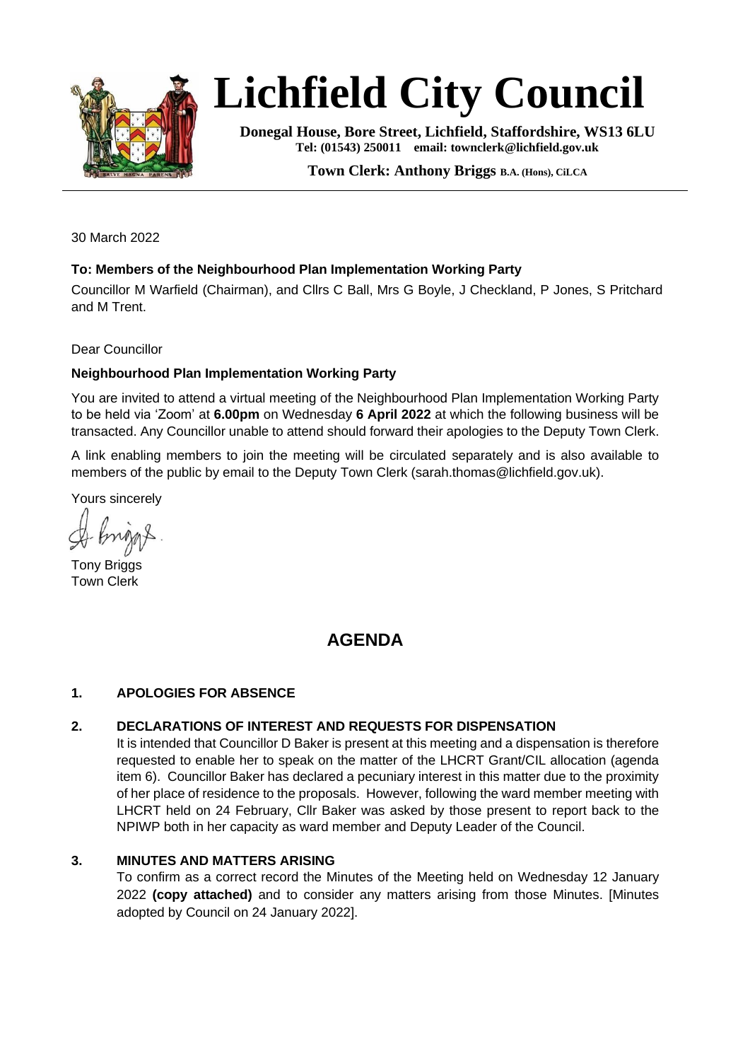# Lichfield City Council

**Donegal House, Bore Street, Lichfield, Staffordshire, WS13 6LU**
**Tel: (01543) 250011 email: townclerk@lichfield.gov.uk**

**Town Clerk: Anthony Briggs B.A. (Hons), CiLCA**

30 March 2022

**To: Members of the Neighbourhood Plan Implementation Working Party**

Councillor M Warfield (Chairman), and Cllrs C Ball, Mrs G Boyle, J Checkland, P Jones, S Pritchard and M Trent.

Dear Councillor

**Neighbourhood Plan Implementation Working Party**

You are invited to attend a virtual meeting of the Neighbourhood Plan Implementation Working Party to be held via 'Zoom' at **6.00pm** on Wednesday **6 April 2022** at which the following business will be transacted. Any Councillor unable to attend should forward their apologies to the Deputy Town Clerk.

A link enabling members to join the meeting will be circulated separately and is also available to members of the public by email to the Deputy Town Clerk (sarah.thomas@lichfield.gov.uk).

Yours sincerely

Tony Briggs
Town Clerk

## AGENDA

**1. APOLOGIES FOR ABSENCE**

**2. DECLARATIONS OF INTEREST AND REQUESTS FOR DISPENSATION**

It is intended that Councillor D Baker is present at this meeting and a dispensation is therefore requested to enable her to speak on the matter of the LHCRT Grant/CIL allocation (agenda item 6). Councillor Baker has declared a pecuniary interest in this matter due to the proximity of her place of residence to the proposals. However, following the ward member meeting with LHCRT held on 24 February, Cllr Baker was asked by those present to report back to the NPIWP both in her capacity as ward member and Deputy Leader of the Council.

**3. MINUTES AND MATTERS ARISING**

To confirm as a correct record the Minutes of the Meeting held on Wednesday 12 January 2022 **(copy attached)** and to consider any matters arising from those Minutes. [Minutes adopted by Council on 24 January 2022].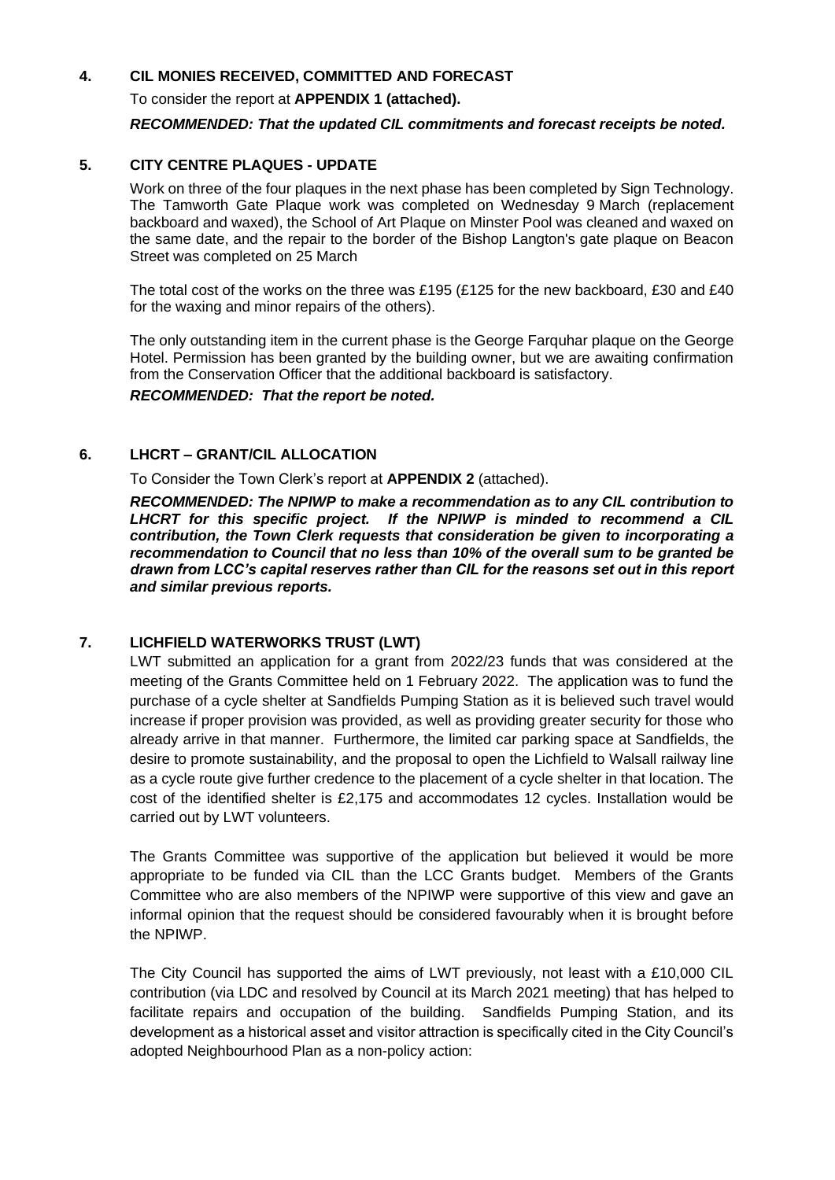## 4. CIL MONIES RECEIVED, COMMITTED AND FORECAST

To consider the report at **APPENDIX 1 (attached).**

***RECOMMENDED: That the updated CIL commitments and forecast receipts be noted.***

## 5. CITY CENTRE PLAQUES - UPDATE

Work on three of the four plaques in the next phase has been completed by Sign Technology. The Tamworth Gate Plaque work was completed on Wednesday 9 March (replacement backboard and waxed), the School of Art Plaque on Minster Pool was cleaned and waxed on the same date, and the repair to the border of the Bishop Langton's gate plaque on Beacon Street was completed on 25 March

The total cost of the works on the three was £195 (£125 for the new backboard, £30 and £40 for the waxing and minor repairs of the others).

The only outstanding item in the current phase is the George Farquhar plaque on the George Hotel. Permission has been granted by the building owner, but we are awaiting confirmation from the Conservation Officer that the additional backboard is satisfactory.

***RECOMMENDED: That the report be noted.***

## 6. LHCRT – GRANT/CIL ALLOCATION

To Consider the Town Clerk's report at **APPENDIX 2** (attached).

***RECOMMENDED: The NPIWP to make a recommendation as to any CIL contribution to LHCRT for this specific project. If the NPIWP is minded to recommend a CIL contribution, the Town Clerk requests that consideration be given to incorporating a recommendation to Council that no less than 10% of the overall sum to be granted be drawn from LCC's capital reserves rather than CIL for the reasons set out in this report and similar previous reports.***

## 7. LICHFIELD WATERWORKS TRUST (LWT)

LWT submitted an application for a grant from 2022/23 funds that was considered at the meeting of the Grants Committee held on 1 February 2022. The application was to fund the purchase of a cycle shelter at Sandfields Pumping Station as it is believed such travel would increase if proper provision was provided, as well as providing greater security for those who already arrive in that manner. Furthermore, the limited car parking space at Sandfields, the desire to promote sustainability, and the proposal to open the Lichfield to Walsall railway line as a cycle route give further credence to the placement of a cycle shelter in that location. The cost of the identified shelter is £2,175 and accommodates 12 cycles. Installation would be carried out by LWT volunteers.

The Grants Committee was supportive of the application but believed it would be more appropriate to be funded via CIL than the LCC Grants budget. Members of the Grants Committee who are also members of the NPIWP were supportive of this view and gave an informal opinion that the request should be considered favourably when it is brought before the NPIWP.

The City Council has supported the aims of LWT previously, not least with a £10,000 CIL contribution (via LDC and resolved by Council at its March 2021 meeting) that has helped to facilitate repairs and occupation of the building. Sandfields Pumping Station, and its development as a historical asset and visitor attraction is specifically cited in the City Council's adopted Neighbourhood Plan as a non-policy action: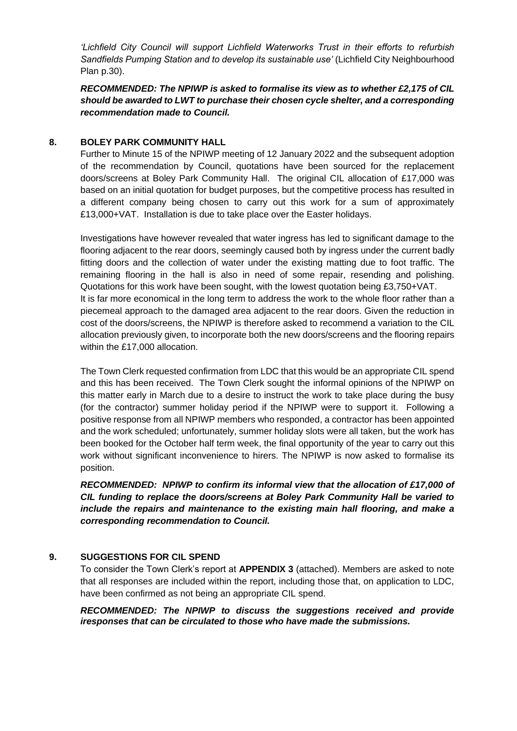*'Lichfield City Council will support Lichfield Waterworks Trust in their efforts to refurbish Sandfields Pumping Station and to develop its sustainable use'* (Lichfield City Neighbourhood Plan p.30).

***RECOMMENDED: The NPIWP is asked to formalise its view as to whether £2,175 of CIL should be awarded to LWT to purchase their chosen cycle shelter, and a corresponding recommendation made to Council.***

## 8. BOLEY PARK COMMUNITY HALL

Further to Minute 15 of the NPIWP meeting of 12 January 2022 and the subsequent adoption of the recommendation by Council, quotations have been sourced for the replacement doors/screens at Boley Park Community Hall. The original CIL allocation of £17,000 was based on an initial quotation for budget purposes, but the competitive process has resulted in a different company being chosen to carry out this work for a sum of approximately £13,000+VAT. Installation is due to take place over the Easter holidays.

Investigations have however revealed that water ingress has led to significant damage to the flooring adjacent to the rear doors, seemingly caused both by ingress under the current badly fitting doors and the collection of water under the existing matting due to foot traffic. The remaining flooring in the hall is also in need of some repair, resending and polishing. Quotations for this work have been sought, with the lowest quotation being £3,750+VAT.
It is far more economical in the long term to address the work to the whole floor rather than a piecemeal approach to the damaged area adjacent to the rear doors. Given the reduction in cost of the doors/screens, the NPIWP is therefore asked to recommend a variation to the CIL allocation previously given, to incorporate both the new doors/screens and the flooring repairs within the £17,000 allocation.

The Town Clerk requested confirmation from LDC that this would be an appropriate CIL spend and this has been received. The Town Clerk sought the informal opinions of the NPIWP on this matter early in March due to a desire to instruct the work to take place during the busy (for the contractor) summer holiday period if the NPIWP were to support it. Following a positive response from all NPIWP members who responded, a contractor has been appointed and the work scheduled; unfortunately, summer holiday slots were all taken, but the work has been booked for the October half term week, the final opportunity of the year to carry out this work without significant inconvenience to hirers. The NPIWP is now asked to formalise its position.

***RECOMMENDED: NPIWP to confirm its informal view that the allocation of £17,000 of CIL funding to replace the doors/screens at Boley Park Community Hall be varied to include the repairs and maintenance to the existing main hall flooring, and make a corresponding recommendation to Council.***

## 9. SUGGESTIONS FOR CIL SPEND

To consider the Town Clerk's report at **APPENDIX 3** (attached). Members are asked to note that all responses are included within the report, including those that, on application to LDC, have been confirmed as not being an appropriate CIL spend.

***RECOMMENDED: The NPIWP to discuss the suggestions received and provide iresponses that can be circulated to those who have made the submissions.***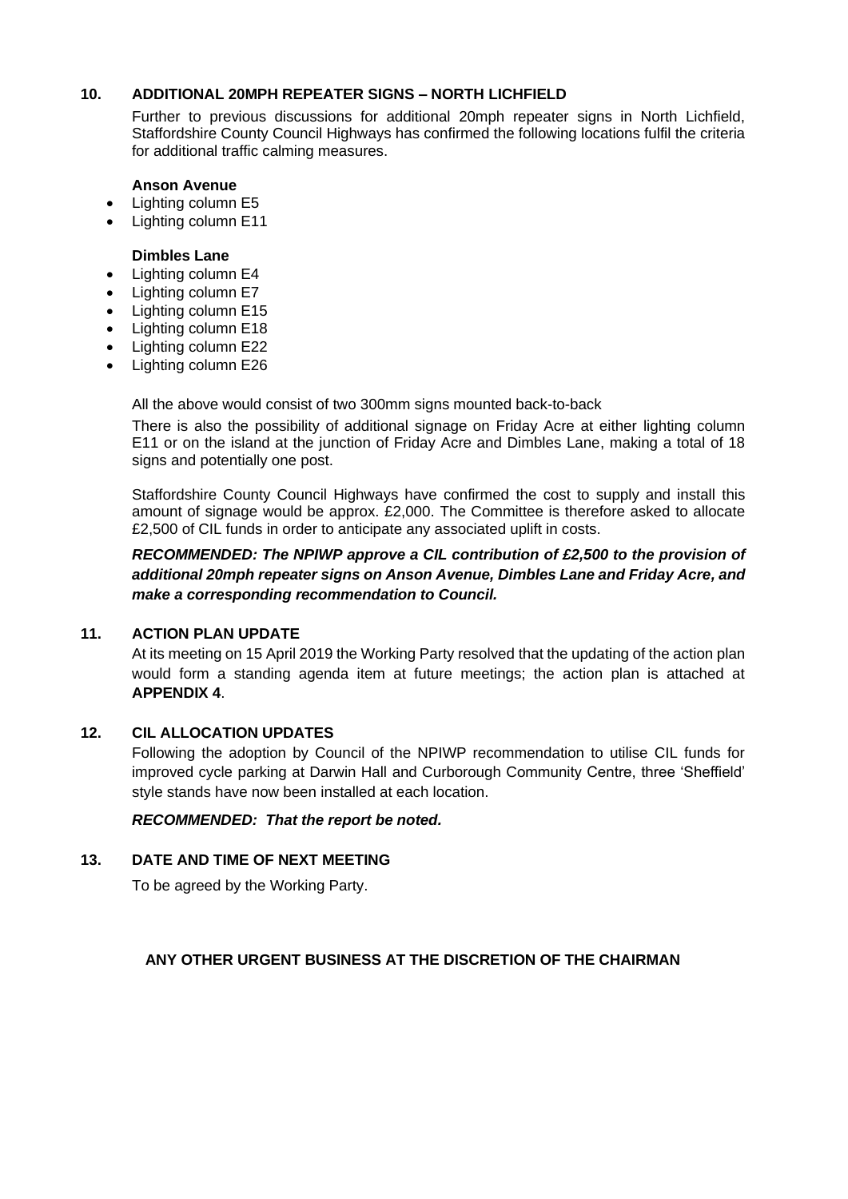## 10. ADDITIONAL 20MPH REPEATER SIGNS – NORTH LICHFIELD

Further to previous discussions for additional 20mph repeater signs in North Lichfield, Staffordshire County Council Highways has confirmed the following locations fulfil the criteria for additional traffic calming measures.

**Anson Avenue**

- Lighting column E5
- Lighting column E11

**Dimbles Lane**

- Lighting column E4
- Lighting column E7
- Lighting column E15
- Lighting column E18
- Lighting column E22
- Lighting column E26

All the above would consist of two 300mm signs mounted back-to-back

There is also the possibility of additional signage on Friday Acre at either lighting column E11 or on the island at the junction of Friday Acre and Dimbles Lane, making a total of 18 signs and potentially one post.

Staffordshire County Council Highways have confirmed the cost to supply and install this amount of signage would be approx. £2,000. The Committee is therefore asked to allocate £2,500 of CIL funds in order to anticipate any associated uplift in costs.

***RECOMMENDED: The NPIWP approve a CIL contribution of £2,500 to the provision of additional 20mph repeater signs on Anson Avenue, Dimbles Lane and Friday Acre, and make a corresponding recommendation to Council.***

## 11. ACTION PLAN UPDATE

At its meeting on 15 April 2019 the Working Party resolved that the updating of the action plan would form a standing agenda item at future meetings; the action plan is attached at **APPENDIX 4**.

## 12. CIL ALLOCATION UPDATES

Following the adoption by Council of the NPIWP recommendation to utilise CIL funds for improved cycle parking at Darwin Hall and Curborough Community Centre, three 'Sheffield' style stands have now been installed at each location.

***RECOMMENDED: That the report be noted.***

## 13. DATE AND TIME OF NEXT MEETING

To be agreed by the Working Party.

**ANY OTHER URGENT BUSINESS AT THE DISCRETION OF THE CHAIRMAN**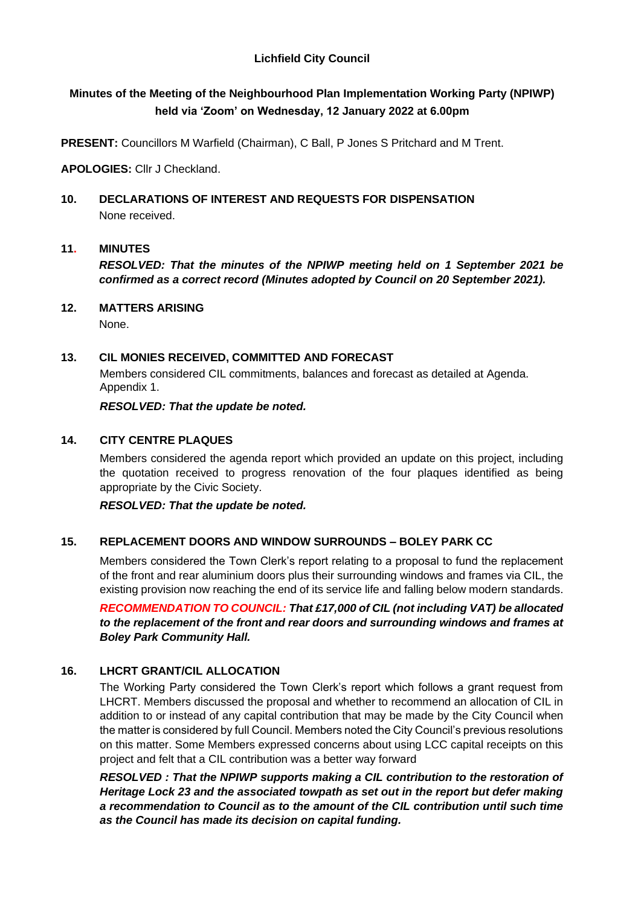**Lichfield City Council**

**Minutes of the Meeting of the Neighbourhood Plan Implementation Working Party (NPIWP) held via 'Zoom' on Wednesday, 12 January 2022 at 6.00pm**

**PRESENT:** Councillors M Warfield (Chairman), C Ball, P Jones S Pritchard and M Trent.

**APOLOGIES:** Cllr J Checkland.

**10. DECLARATIONS OF INTEREST AND REQUESTS FOR DISPENSATION**

None received.

**11. MINUTES**

***RESOLVED: That the minutes of the NPIWP meeting held on 1 September 2021 be confirmed as a correct record (Minutes adopted by Council on 20 September 2021).***

**12. MATTERS ARISING**

None.

**13. CIL MONIES RECEIVED, COMMITTED AND FORECAST**

Members considered CIL commitments, balances and forecast as detailed at Agenda. Appendix 1.

***RESOLVED: That the update be noted.***

**14. CITY CENTRE PLAQUES**

Members considered the agenda report which provided an update on this project, including the quotation received to progress renovation of the four plaques identified as being appropriate by the Civic Society.

***RESOLVED: That the update be noted.***

**15. REPLACEMENT DOORS AND WINDOW SURROUNDS – BOLEY PARK CC**

Members considered the Town Clerk's report relating to a proposal to fund the replacement of the front and rear aluminium doors plus their surrounding windows and frames via CIL, the existing provision now reaching the end of its service life and falling below modern standards.

***RECOMMENDATION TO COUNCIL: That £17,000 of CIL (not including VAT) be allocated to the replacement of the front and rear doors and surrounding windows and frames at Boley Park Community Hall.***

**16. LHCRT GRANT/CIL ALLOCATION**

The Working Party considered the Town Clerk's report which follows a grant request from LHCRT. Members discussed the proposal and whether to recommend an allocation of CIL in addition to or instead of any capital contribution that may be made by the City Council when the matter is considered by full Council. Members noted the City Council's previous resolutions on this matter. Some Members expressed concerns about using LCC capital receipts on this project and felt that a CIL contribution was a better way forward

***RESOLVED : That the NPIWP supports making a CIL contribution to the restoration of Heritage Lock 23 and the associated towpath as set out in the report but defer making a recommendation to Council as to the amount of the CIL contribution until such time as the Council has made its decision on capital funding.***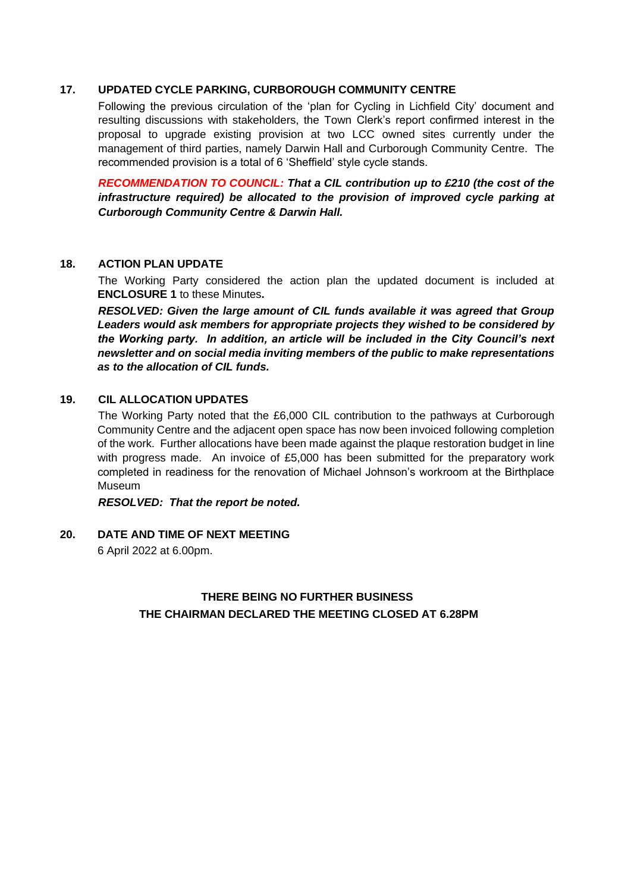### 17. UPDATED CYCLE PARKING, CURBOROUGH COMMUNITY CENTRE

Following the previous circulation of the 'plan for Cycling in Lichfield City' document and resulting discussions with stakeholders, the Town Clerk's report confirmed interest in the proposal to upgrade existing provision at two LCC owned sites currently under the management of third parties, namely Darwin Hall and Curborough Community Centre. The recommended provision is a total of 6 'Sheffield' style cycle stands.

***RECOMMENDATION TO COUNCIL: That a CIL contribution up to £210 (the cost of the infrastructure required) be allocated to the provision of improved cycle parking at Curborough Community Centre & Darwin Hall.***

### 18. ACTION PLAN UPDATE

The Working Party considered the action plan the updated document is included at **ENCLOSURE 1** to these Minutes**.**

***RESOLVED: Given the large amount of CIL funds available it was agreed that Group Leaders would ask members for appropriate projects they wished to be considered by the Working party. In addition, an article will be included in the City Council's next newsletter and on social media inviting members of the public to make representations as to the allocation of CIL funds.***

### 19. CIL ALLOCATION UPDATES

The Working Party noted that the £6,000 CIL contribution to the pathways at Curborough Community Centre and the adjacent open space has now been invoiced following completion of the work. Further allocations have been made against the plaque restoration budget in line with progress made. An invoice of £5,000 has been submitted for the preparatory work completed in readiness for the renovation of Michael Johnson's workroom at the Birthplace Museum

***RESOLVED: That the report be noted.***

### 20. DATE AND TIME OF NEXT MEETING

6 April 2022 at 6.00pm.

**THERE BEING NO FURTHER BUSINESS**
**THE CHAIRMAN DECLARED THE MEETING CLOSED AT 6.28PM**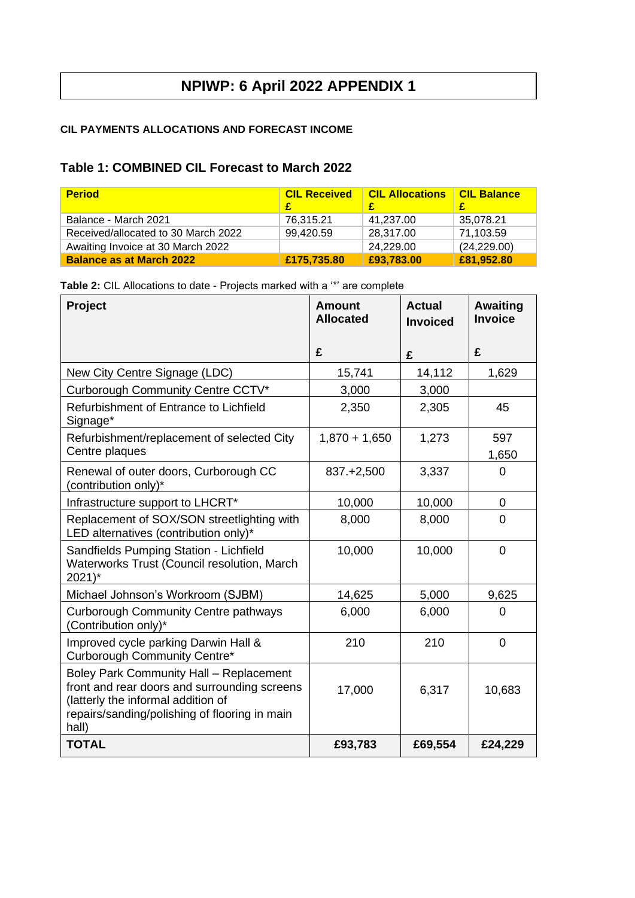# NPIWP: 6 April 2022 APPENDIX 1

**CIL PAYMENTS ALLOCATIONS AND FORECAST INCOME**

## Table 1: COMBINED CIL Forecast to March 2022

| Period | CIL Received £ | CIL Allocations £ | CIL Balance £ |
|---|---|---|---|
| Balance - March 2021 | 76,315.21 | 41,237.00 | 35,078.21 |
| Received/allocated to 30 March 2022 | 99,420.59 | 28,317.00 | 71,103.59 |
| Awaiting Invoice at 30 March 2022 | | 24,229.00 | (24,229.00) |
| **Balance as at March 2022** | **£175,735.80** | **£93,783.00** | **£81,952.80** |

**Table 2:** CIL Allocations to date - Projects marked with a '*' are complete

| Project | Amount Allocated £ | Actual Invoiced £ | Awaiting Invoice £ |
|---|---|---|---|
| New City Centre Signage (LDC) | 15,741 | 14,112 | 1,629 |
| Curborough Community Centre CCTV* | 3,000 | 3,000 | |
| Refurbishment of Entrance to Lichfield Signage* | 2,350 | 2,305 | 45 |
| Refurbishment/replacement of selected City Centre plaques | 1,870 + 1,650 | 1,273 | 597<br>1,650 |
| Renewal of outer doors, Curborough CC (contribution only)* | 837.+2,500 | 3,337 | 0 |
| Infrastructure support to LHCRT* | 10,000 | 10,000 | 0 |
| Replacement of SOX/SON streetlighting with LED alternatives (contribution only)* | 8,000 | 8,000 | 0 |
| Sandfields Pumping Station - Lichfield Waterworks Trust (Council resolution, March 2021)* | 10,000 | 10,000 | 0 |
| Michael Johnson's Workroom (SJBM) | 14,625 | 5,000 | 9,625 |
| Curborough Community Centre pathways (Contribution only)* | 6,000 | 6,000 | 0 |
| Improved cycle parking Darwin Hall & Curborough Community Centre* | 210 | 210 | 0 |
| Boley Park Community Hall – Replacement front and rear doors and surrounding screens (latterly the informal addition of repairs/sanding/polishing of flooring in main hall) | 17,000 | 6,317 | 10,683 |
| **TOTAL** | **£93,783** | **£69,554** | **£24,229** |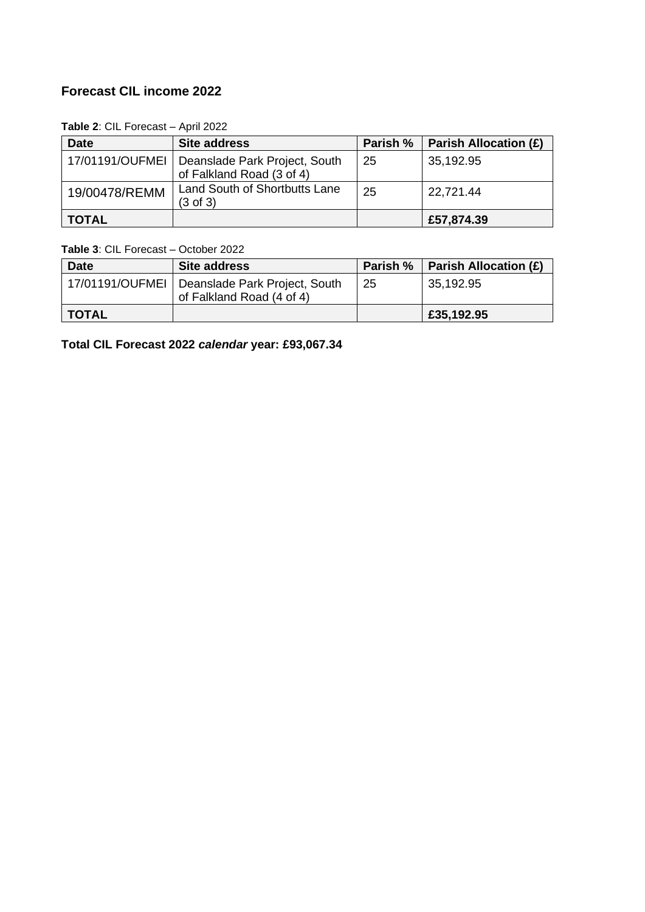## Forecast CIL income 2022

**Table 2**: CIL Forecast – April 2022

| Date | Site address | Parish % | Parish Allocation (£) |
|---|---|---|---|
| 17/01191/OUFMEI | Deanslade Park Project, South of Falkland Road (3 of 4) | 25 | 35,192.95 |
| 19/00478/REMM | Land South of Shortbutts Lane (3 of 3) | 25 | 22,721.44 |
| **TOTAL** | | | **£57,874.39** |

**Table 3**: CIL Forecast – October 2022

| Date | Site address | Parish % | Parish Allocation (£) |
|---|---|---|---|
| 17/01191/OUFMEI | Deanslade Park Project, South of Falkland Road (4 of 4) | 25 | 35,192.95 |
| **TOTAL** | | | **£35,192.95** |

**Total CIL Forecast 2022 *calendar* year: £93,067.34**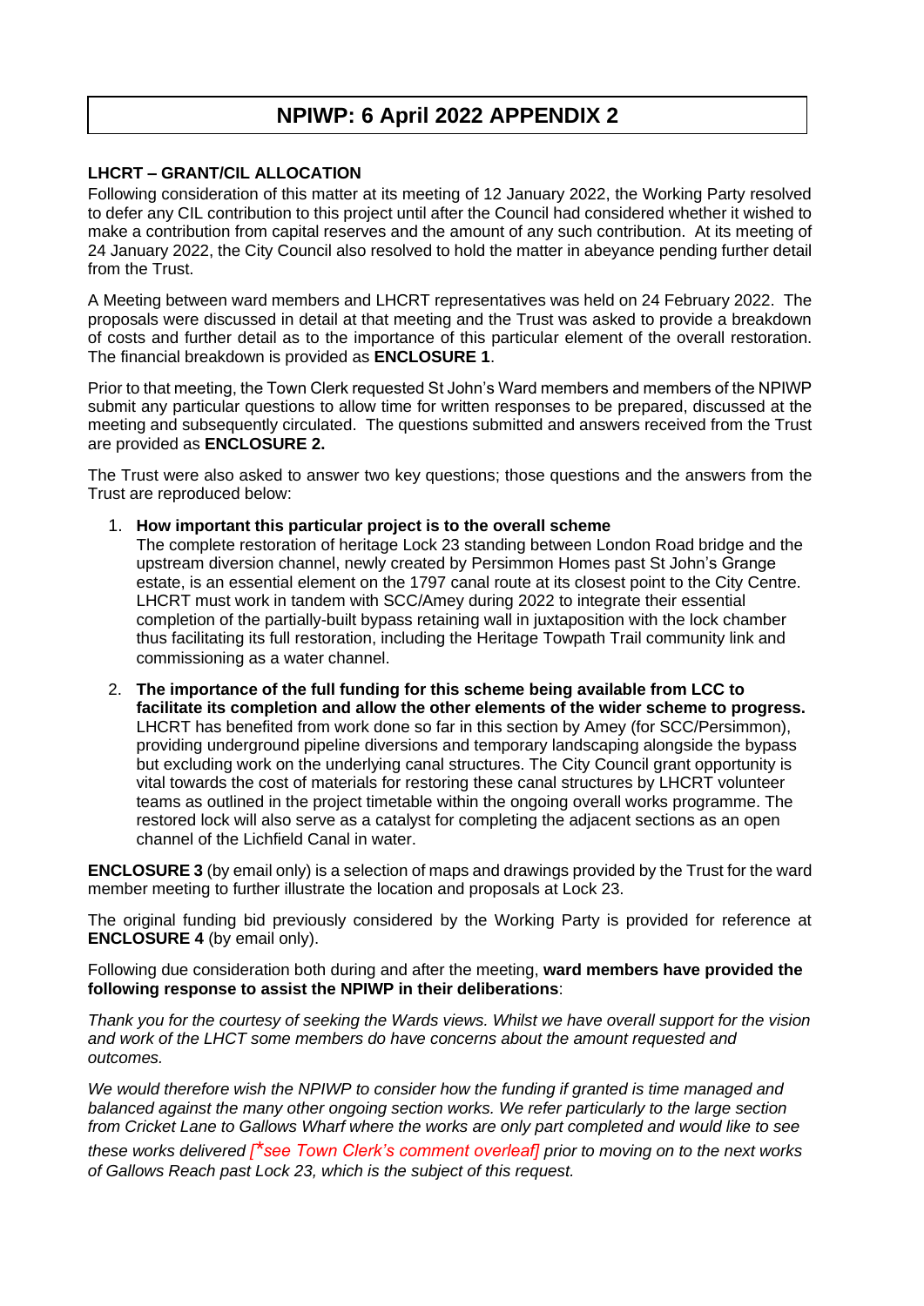# NPIWP: 6 April 2022 APPENDIX 2

**LHCRT – GRANT/CIL ALLOCATION**

Following consideration of this matter at its meeting of 12 January 2022, the Working Party resolved to defer any CIL contribution to this project until after the Council had considered whether it wished to make a contribution from capital reserves and the amount of any such contribution. At its meeting of 24 January 2022, the City Council also resolved to hold the matter in abeyance pending further detail from the Trust.

A Meeting between ward members and LHCRT representatives was held on 24 February 2022. The proposals were discussed in detail at that meeting and the Trust was asked to provide a breakdown of costs and further detail as to the importance of this particular element of the overall restoration. The financial breakdown is provided as **ENCLOSURE 1**.

Prior to that meeting, the Town Clerk requested St John's Ward members and members of the NPIWP submit any particular questions to allow time for written responses to be prepared, discussed at the meeting and subsequently circulated. The questions submitted and answers received from the Trust are provided as **ENCLOSURE 2.**

The Trust were also asked to answer two key questions; those questions and the answers from the Trust are reproduced below:

1. **How important this particular project is to the overall scheme**
   The complete restoration of heritage Lock 23 standing between London Road bridge and the upstream diversion channel, newly created by Persimmon Homes past St John's Grange estate, is an essential element on the 1797 canal route at its closest point to the City Centre. LHCRT must work in tandem with SCC/Amey during 2022 to integrate their essential completion of the partially-built bypass retaining wall in juxtaposition with the lock chamber thus facilitating its full restoration, including the Heritage Towpath Trail community link and commissioning as a water channel.

2. **The importance of the full funding for this scheme being available from LCC to facilitate its completion and allow the other elements of the wider scheme to progress.**
   LHCRT has benefited from work done so far in this section by Amey (for SCC/Persimmon), providing underground pipeline diversions and temporary landscaping alongside the bypass but excluding work on the underlying canal structures. The City Council grant opportunity is vital towards the cost of materials for restoring these canal structures by LHCRT volunteer teams as outlined in the project timetable within the ongoing overall works programme. The restored lock will also serve as a catalyst for completing the adjacent sections as an open channel of the Lichfield Canal in water.

**ENCLOSURE 3** (by email only) is a selection of maps and drawings provided by the Trust for the ward member meeting to further illustrate the location and proposals at Lock 23.

The original funding bid previously considered by the Working Party is provided for reference at **ENCLOSURE 4** (by email only).

Following due consideration both during and after the meeting, **ward members have provided the following response to assist the NPIWP in their deliberations**:

*Thank you for the courtesy of seeking the Wards views. Whilst we have overall support for the vision and work of the LHCT some members do have concerns about the amount requested and outcomes.*

*We would therefore wish the NPIWP to consider how the funding if granted is time managed and balanced against the many other ongoing section works. We refer particularly to the large section from Cricket Lane to Gallows Wharf where the works are only part completed and would like to see these works delivered [*see Town Clerk's comment overleaf] prior to moving on to the next works of Gallows Reach past Lock 23, which is the subject of this request.*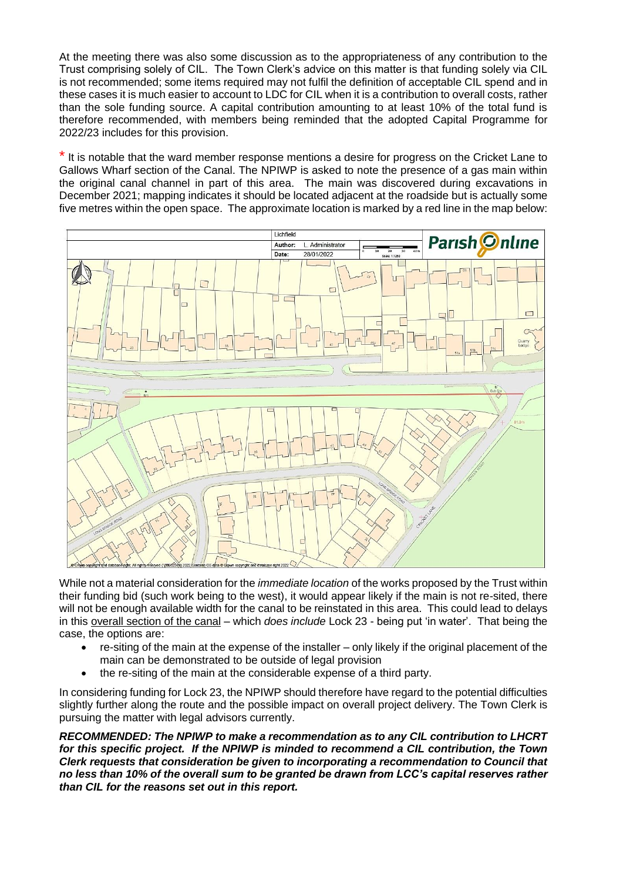At the meeting there was also some discussion as to the appropriateness of any contribution to the Trust comprising solely of CIL. The Town Clerk's advice on this matter is that funding solely via CIL is not recommended; some items required may not fulfil the definition of acceptable CIL spend and in these cases it is much easier to account to LDC for CIL when it is a contribution to overall costs, rather than the sole funding source. A capital contribution amounting to at least 10% of the total fund is therefore recommended, with members being reminded that the adopted Capital Programme for 2022/23 includes for this provision.

* It is notable that the ward member response mentions a desire for progress on the Cricket Lane to Gallows Wharf section of the Canal. The NPIWP is asked to note the presence of a gas main within the original canal channel in part of this area. The main was discovered during excavations in December 2021; mapping indicates it should be located adjacent at the roadside but is actually some five metres within the open space. The approximate location is marked by a red line in the map below:

While not a material consideration for the *immediate location* of the works proposed by the Trust within their funding bid (such work being to the west), it would appear likely if the main is not re-sited, there will not be enough available width for the canal to be reinstated in this area. This could lead to delays in this overall section of the canal – which *does include* Lock 23 - being put 'in water'. That being the case, the options are:

- re-siting of the main at the expense of the installer – only likely if the original placement of the main can be demonstrated to be outside of legal provision
- the re-siting of the main at the considerable expense of a third party.

In considering funding for Lock 23, the NPIWP should therefore have regard to the potential difficulties slightly further along the route and the possible impact on overall project delivery. The Town Clerk is pursuing the matter with legal advisors currently.

***RECOMMENDED: The NPIWP to make a recommendation as to any CIL contribution to LHCRT for this specific project. If the NPIWP is minded to recommend a CIL contribution, the Town Clerk requests that consideration be given to incorporating a recommendation to Council that no less than 10% of the overall sum to be granted be drawn from LCC's capital reserves rather than CIL for the reasons set out in this report.***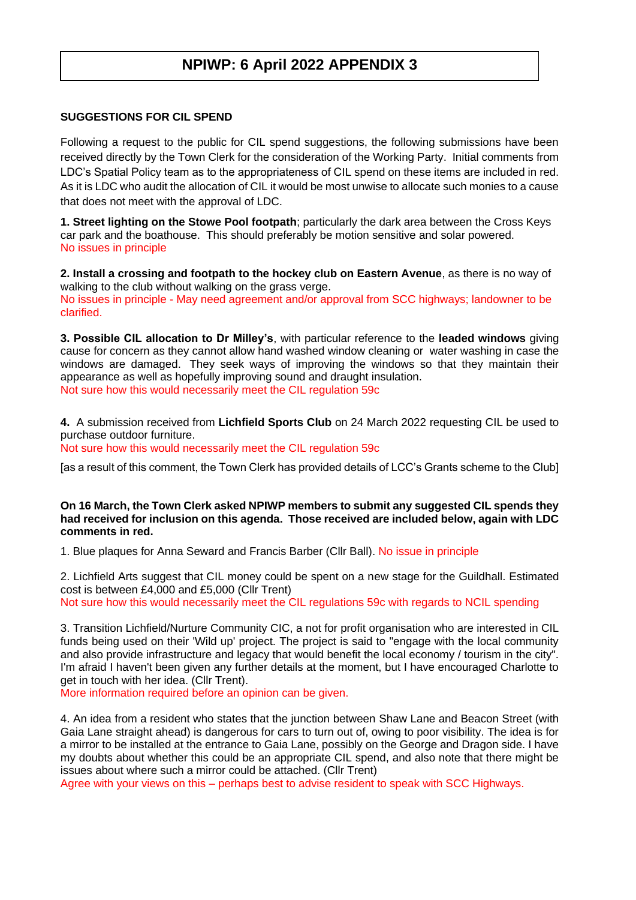# NPIWP: 6 April 2022 APPENDIX 3

**SUGGESTIONS FOR CIL SPEND**

Following a request to the public for CIL spend suggestions, the following submissions have been received directly by the Town Clerk for the consideration of the Working Party. Initial comments from LDC's Spatial Policy team as to the appropriateness of CIL spend on these items are included in red. As it is LDC who audit the allocation of CIL it would be most unwise to allocate such monies to a cause that does not meet with the approval of LDC.

**1. Street lighting on the Stowe Pool footpath**; particularly the dark area between the Cross Keys car park and the boathouse. This should preferably be motion sensitive and solar powered.
No issues in principle

**2. Install a crossing and footpath to the hockey club on Eastern Avenue**, as there is no way of walking to the club without walking on the grass verge.
No issues in principle - May need agreement and/or approval from SCC highways; landowner to be clarified.

**3. Possible CIL allocation to Dr Milley's**, with particular reference to the **leaded windows** giving cause for concern as they cannot allow hand washed window cleaning or water washing in case the windows are damaged. They seek ways of improving the windows so that they maintain their appearance as well as hopefully improving sound and draught insulation.
Not sure how this would necessarily meet the CIL regulation 59c

**4.** A submission received from **Lichfield Sports Club** on 24 March 2022 requesting CIL be used to purchase outdoor furniture.
Not sure how this would necessarily meet the CIL regulation 59c

[as a result of this comment, the Town Clerk has provided details of LCC's Grants scheme to the Club]

**On 16 March, the Town Clerk asked NPIWP members to submit any suggested CIL spends they had received for inclusion on this agenda. Those received are included below, again with LDC comments in red.**

1. Blue plaques for Anna Seward and Francis Barber (Cllr Ball). No issue in principle

2. Lichfield Arts suggest that CIL money could be spent on a new stage for the Guildhall. Estimated cost is between £4,000 and £5,000 (Cllr Trent)
Not sure how this would necessarily meet the CIL regulations 59c with regards to NCIL spending

3. Transition Lichfield/Nurture Community CIC, a not for profit organisation who are interested in CIL funds being used on their 'Wild up' project. The project is said to "engage with the local community and also provide infrastructure and legacy that would benefit the local economy / tourism in the city". I'm afraid I haven't been given any further details at the moment, but I have encouraged Charlotte to get in touch with her idea. (Cllr Trent).
More information required before an opinion can be given.

4. An idea from a resident who states that the junction between Shaw Lane and Beacon Street (with Gaia Lane straight ahead) is dangerous for cars to turn out of, owing to poor visibility. The idea is for a mirror to be installed at the entrance to Gaia Lane, possibly on the George and Dragon side. I have my doubts about whether this could be an appropriate CIL spend, and also note that there might be issues about where such a mirror could be attached. (Cllr Trent)
Agree with your views on this – perhaps best to advise resident to speak with SCC Highways.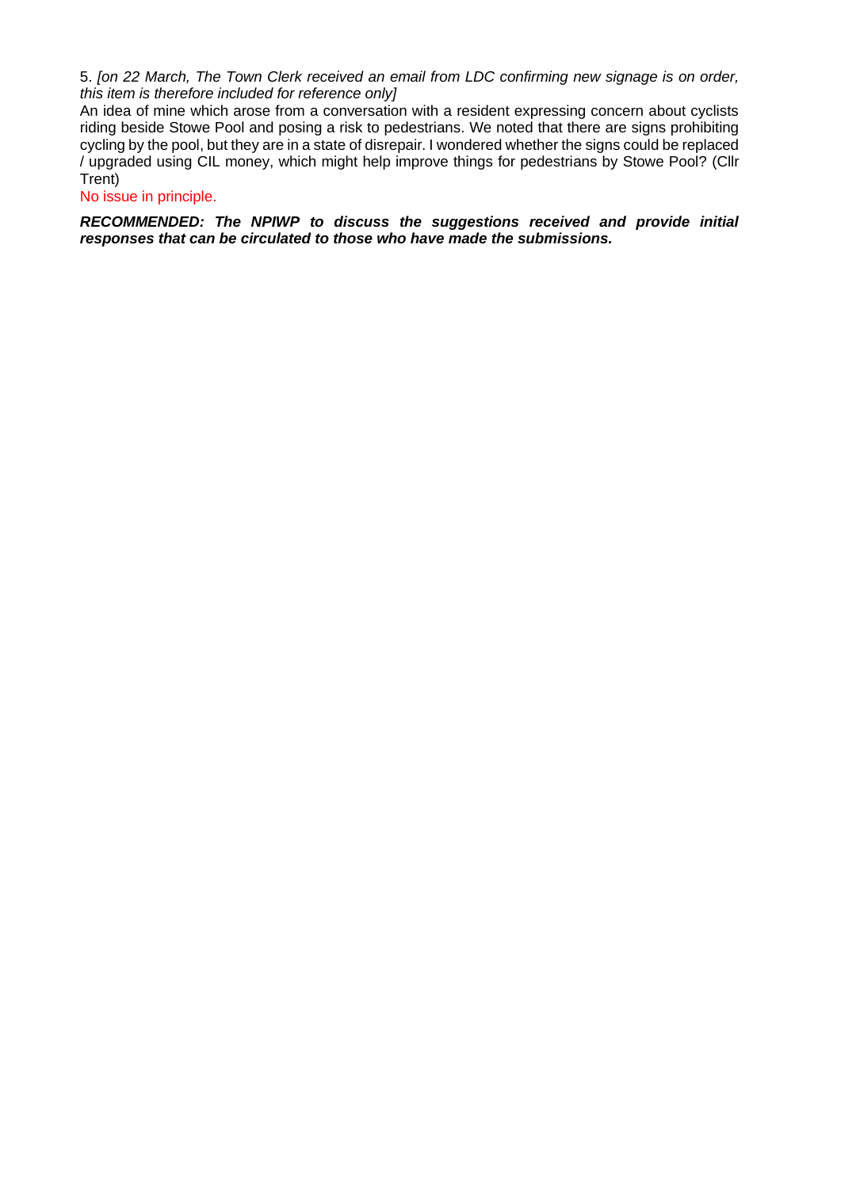5. *[on 22 March, The Town Clerk received an email from LDC confirming new signage is on order, this item is therefore included for reference only]*
An idea of mine which arose from a conversation with a resident expressing concern about cyclists riding beside Stowe Pool and posing a risk to pedestrians. We noted that there are signs prohibiting cycling by the pool, but they are in a state of disrepair. I wondered whether the signs could be replaced / upgraded using CIL money, which might help improve things for pedestrians by Stowe Pool? (Cllr Trent)
No issue in principle.

***RECOMMENDED: The NPIWP to discuss the suggestions received and provide initial responses that can be circulated to those who have made the submissions.***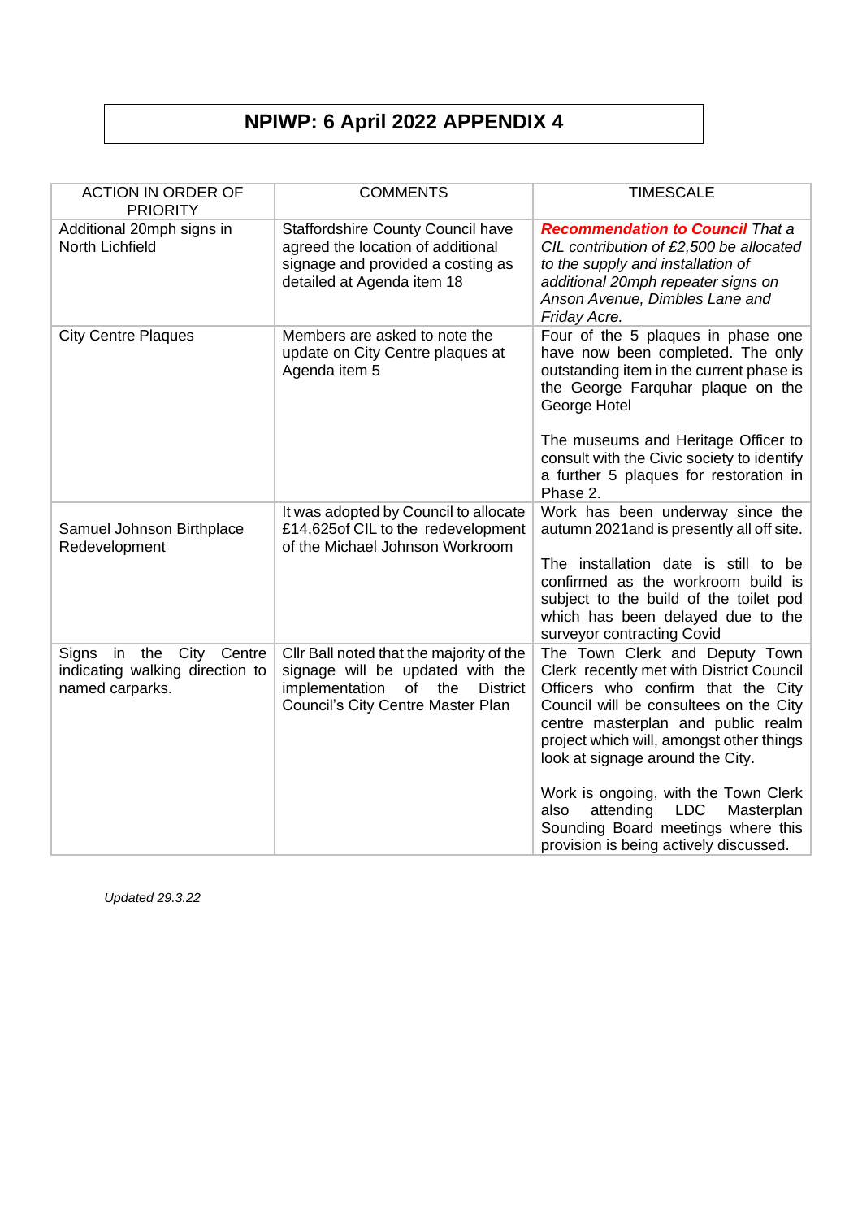# NPIWP: 6 April 2022 APPENDIX 4

| ACTION IN ORDER OF PRIORITY | COMMENTS | TIMESCALE |
|---|---|---|
| Additional 20mph signs in North Lichfield | Staffordshire County Council have agreed the location of additional signage and provided a costing as detailed at Agenda item 18 | ***Recommendation to Council*** *That a CIL contribution of £2,500 be allocated to the supply and installation of additional 20mph repeater signs on Anson Avenue, Dimbles Lane and Friday Acre.* |
| City Centre Plaques | Members are asked to note the update on City Centre plaques at Agenda item 5 | Four of the 5 plaques in phase one have now been completed. The only outstanding item in the current phase is the George Farquhar plaque on the George Hotel<br><br>The museums and Heritage Officer to consult with the Civic society to identify a further 5 plaques for restoration in Phase 2. |
| Samuel Johnson Birthplace Redevelopment | It was adopted by Council to allocate £14,625of CIL to the redevelopment of the Michael Johnson Workroom | Work has been underway since the autumn 2021and is presently all off site.<br><br>The installation date is still to be confirmed as the workroom build is subject to the build of the toilet pod which has been delayed due to the surveyor contracting Covid |
| Signs in the City Centre indicating walking direction to named carparks. | Cllr Ball noted that the majority of the signage will be updated with the implementation of the District Council's City Centre Master Plan | The Town Clerk and Deputy Town Clerk recently met with District Council Officers who confirm that the City Council will be consultees on the City centre masterplan and public realm project which will, amongst other things look at signage around the City.<br><br>Work is ongoing, with the Town Clerk also attending LDC Masterplan Sounding Board meetings where this provision is being actively discussed. |

*Updated 29.3.22*